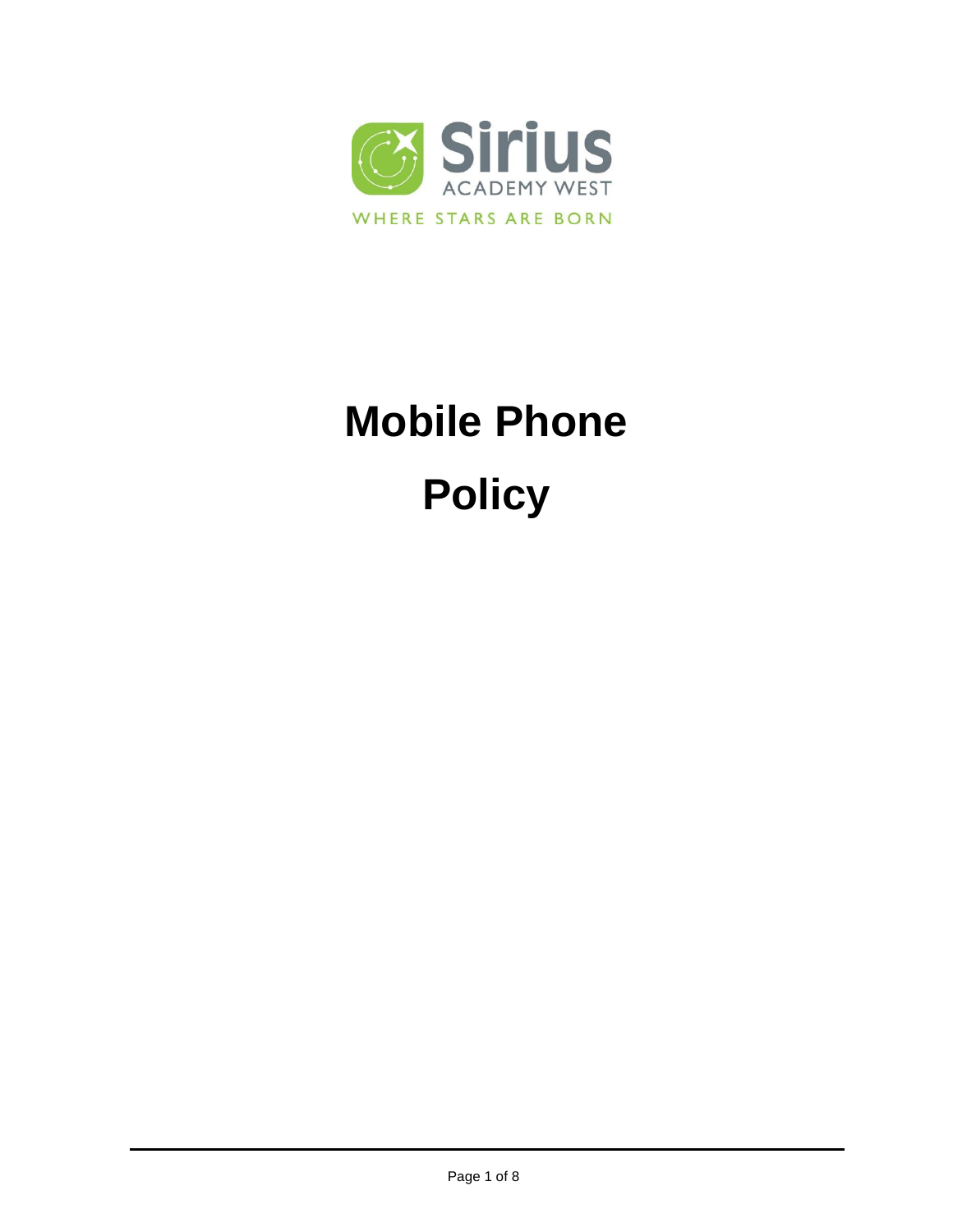Sirius

ACADEMY WEST

WHERE STARS ARE BORN

# Mobile Phone Policy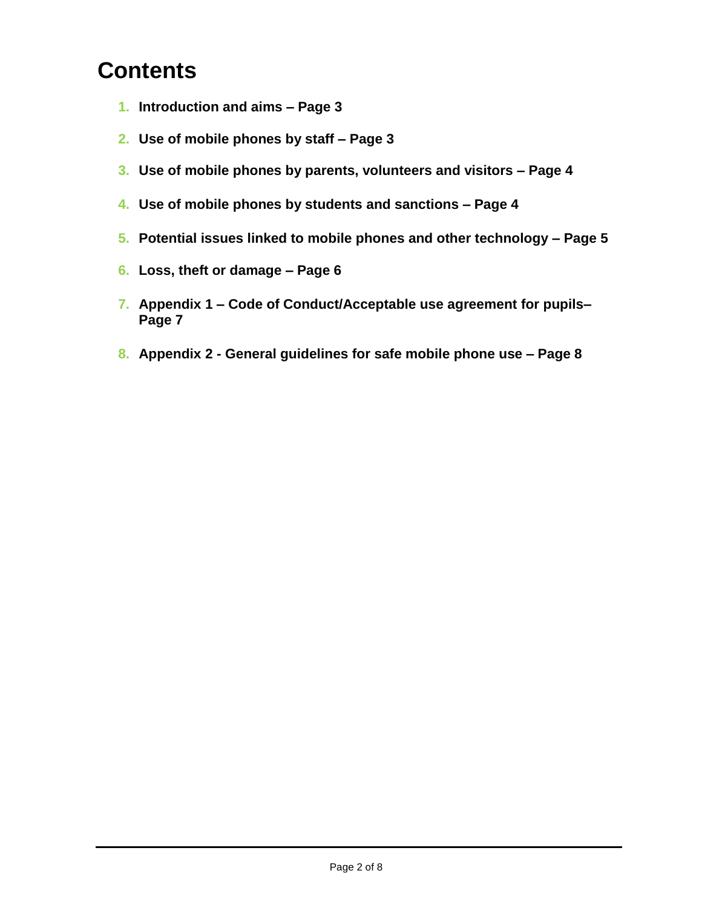# Contents

1. **Introduction and aims – Page 3**
2. **Use of mobile phones by staff – Page 3**
3. **Use of mobile phones by parents, volunteers and visitors – Page 4**
4. **Use of mobile phones by students and sanctions – Page 4**
5. **Potential issues linked to mobile phones and other technology – Page 5**
6. **Loss, theft or damage – Page 6**
7. **Appendix 1 – Code of Conduct/Acceptable use agreement for pupils– Page 7**
8. **Appendix 2 - General guidelines for safe mobile phone use – Page 8**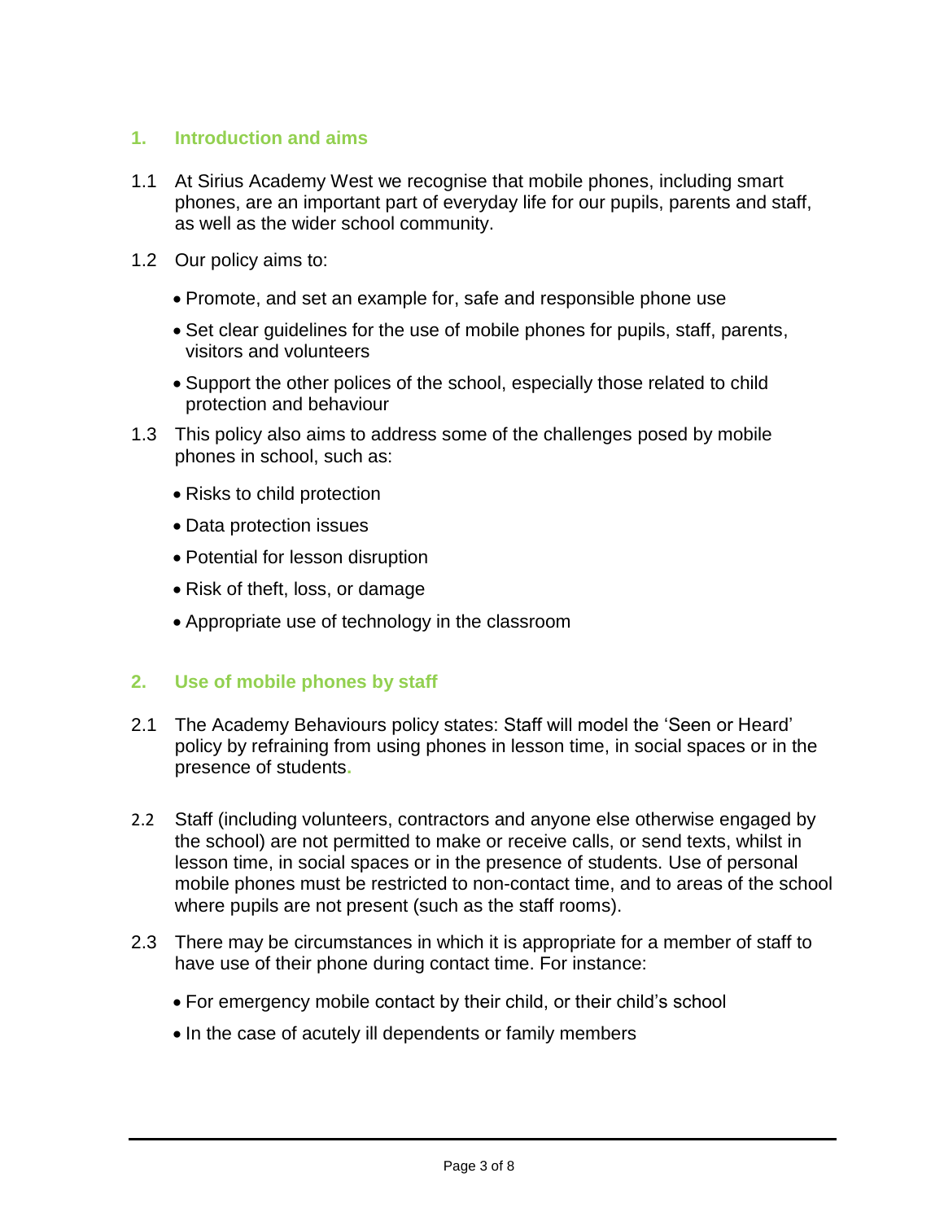## 1. Introduction and aims

1.1 At Sirius Academy West we recognise that mobile phones, including smart phones, are an important part of everyday life for our pupils, parents and staff, as well as the wider school community.

1.2 Our policy aims to:

- Promote, and set an example for, safe and responsible phone use
- Set clear guidelines for the use of mobile phones for pupils, staff, parents, visitors and volunteers
- Support the other polices of the school, especially those related to child protection and behaviour

1.3 This policy also aims to address some of the challenges posed by mobile phones in school, such as:

- Risks to child protection
- Data protection issues
- Potential for lesson disruption
- Risk of theft, loss, or damage
- Appropriate use of technology in the classroom

## 2. Use of mobile phones by staff

2.1 The Academy Behaviours policy states: Staff will model the 'Seen or Heard' policy by refraining from using phones in lesson time, in social spaces or in the presence of students.

2.2 Staff (including volunteers, contractors and anyone else otherwise engaged by the school) are not permitted to make or receive calls, or send texts, whilst in lesson time, in social spaces or in the presence of students. Use of personal mobile phones must be restricted to non-contact time, and to areas of the school where pupils are not present (such as the staff rooms).

2.3 There may be circumstances in which it is appropriate for a member of staff to have use of their phone during contact time. For instance:

- For emergency mobile contact by their child, or their child's school
- In the case of acutely ill dependents or family members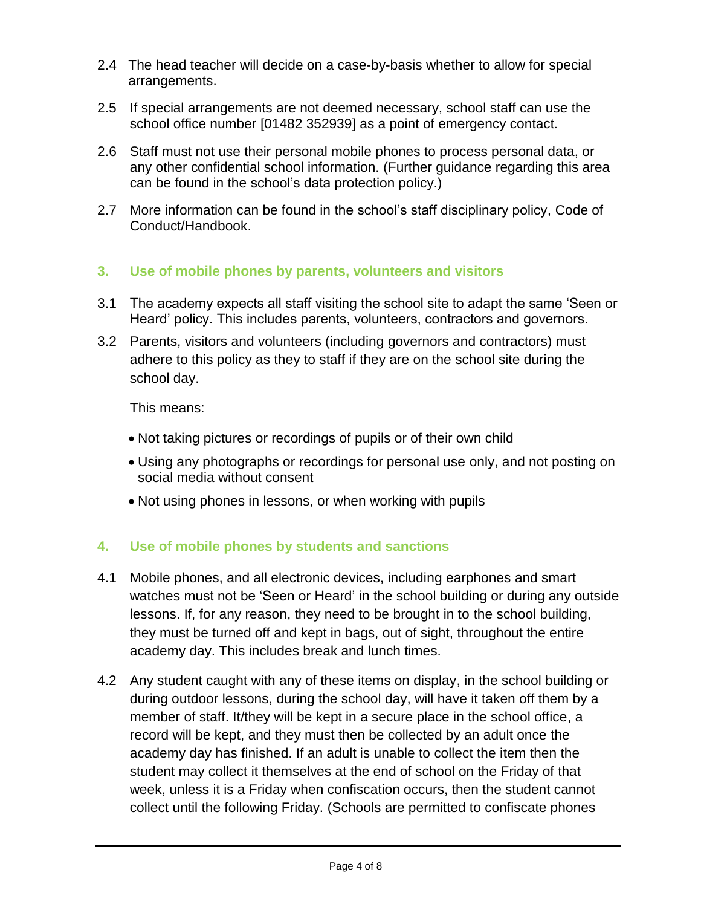2.4 The head teacher will decide on a case-by-basis whether to allow for special arrangements.

2.5 If special arrangements are not deemed necessary, school staff can use the school office number [01482 352939] as a point of emergency contact.

2.6 Staff must not use their personal mobile phones to process personal data, or any other confidential school information. (Further guidance regarding this area can be found in the school's data protection policy.)

2.7 More information can be found in the school's staff disciplinary policy, Code of Conduct/Handbook.

## 3. Use of mobile phones by parents, volunteers and visitors

3.1 The academy expects all staff visiting the school site to adapt the same 'Seen or Heard' policy. This includes parents, volunteers, contractors and governors.

3.2 Parents, visitors and volunteers (including governors and contractors) must adhere to this policy as they to staff if they are on the school site during the school day.

This means:

- Not taking pictures or recordings of pupils or of their own child
- Using any photographs or recordings for personal use only, and not posting on social media without consent
- Not using phones in lessons, or when working with pupils

## 4. Use of mobile phones by students and sanctions

4.1 Mobile phones, and all electronic devices, including earphones and smart watches must not be 'Seen or Heard' in the school building or during any outside lessons. If, for any reason, they need to be brought in to the school building, they must be turned off and kept in bags, out of sight, throughout the entire academy day. This includes break and lunch times.

4.2 Any student caught with any of these items on display, in the school building or during outdoor lessons, during the school day, will have it taken off them by a member of staff. It/they will be kept in a secure place in the school office, a record will be kept, and they must then be collected by an adult once the academy day has finished. If an adult is unable to collect the item then the student may collect it themselves at the end of school on the Friday of that week, unless it is a Friday when confiscation occurs, then the student cannot collect until the following Friday. (Schools are permitted to confiscate phones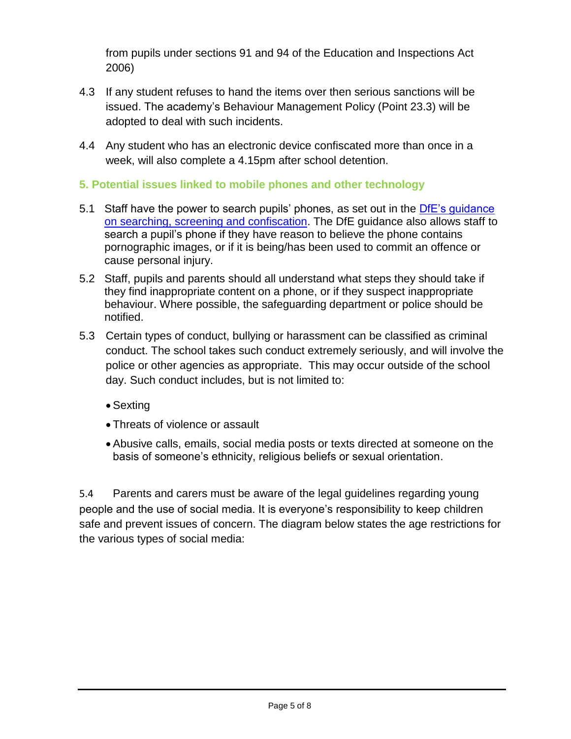from pupils under sections 91 and 94 of the Education and Inspections Act 2006)

4.3 If any student refuses to hand the items over then serious sanctions will be issued. The academy's Behaviour Management Policy (Point 23.3) will be adopted to deal with such incidents.

4.4 Any student who has an electronic device confiscated more than once in a week, will also complete a 4.15pm after school detention.

## 5. Potential issues linked to mobile phones and other technology

5.1 Staff have the power to search pupils' phones, as set out in the DfE's guidance on searching, screening and confiscation. The DfE guidance also allows staff to search a pupil's phone if they have reason to believe the phone contains pornographic images, or if it is being/has been used to commit an offence or cause personal injury.

5.2 Staff, pupils and parents should all understand what steps they should take if they find inappropriate content on a phone, or if they suspect inappropriate behaviour. Where possible, the safeguarding department or police should be notified.

5.3 Certain types of conduct, bullying or harassment can be classified as criminal conduct. The school takes such conduct extremely seriously, and will involve the police or other agencies as appropriate. This may occur outside of the school day. Such conduct includes, but is not limited to:

- Sexting
- Threats of violence or assault
- Abusive calls, emails, social media posts or texts directed at someone on the basis of someone's ethnicity, religious beliefs or sexual orientation.

5.4 Parents and carers must be aware of the legal guidelines regarding young people and the use of social media. It is everyone's responsibility to keep children safe and prevent issues of concern. The diagram below states the age restrictions for the various types of social media: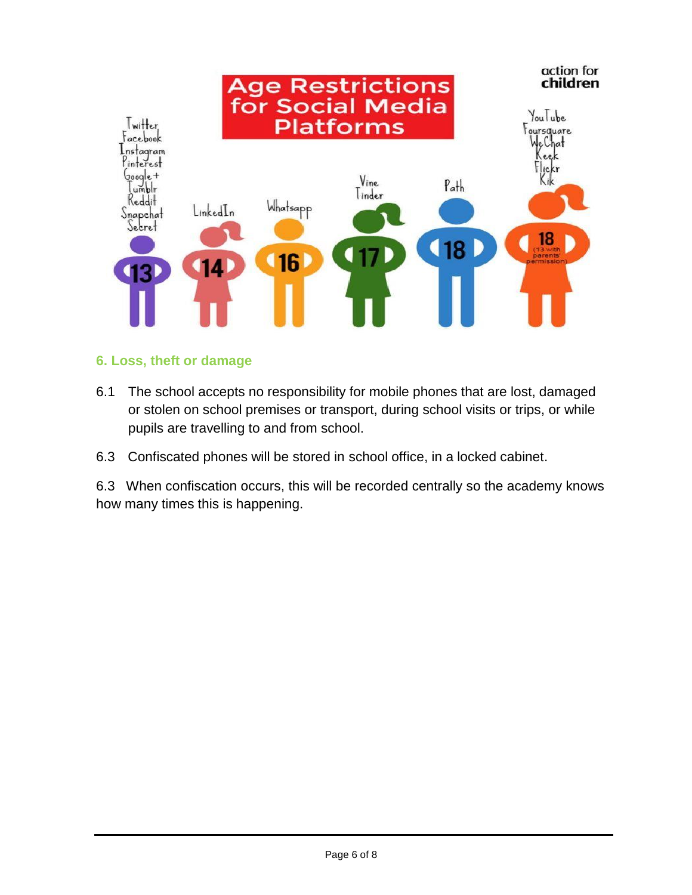action for children

**Age Restrictions for Social Media Platforms**

- **13**: Twitter, Facebook, Instagram, Pinterest, Google+, Tumblr, Reddit, Snapchat, Secret
- **14**: LinkedIn
- **16**: Whatsapp
- **17**: Vine, Tinder
- **18**: Path
- **18** (13 with parents' permission): YouTube, Foursquare, WeChat, Keek, Flickr, Kik

## 6. Loss, theft or damage

6.1 The school accepts no responsibility for mobile phones that are lost, damaged or stolen on school premises or transport, during school visits or trips, or while pupils are travelling to and from school.

6.3 Confiscated phones will be stored in school office, in a locked cabinet.

6.3 When confiscation occurs, this will be recorded centrally so the academy knows how many times this is happening.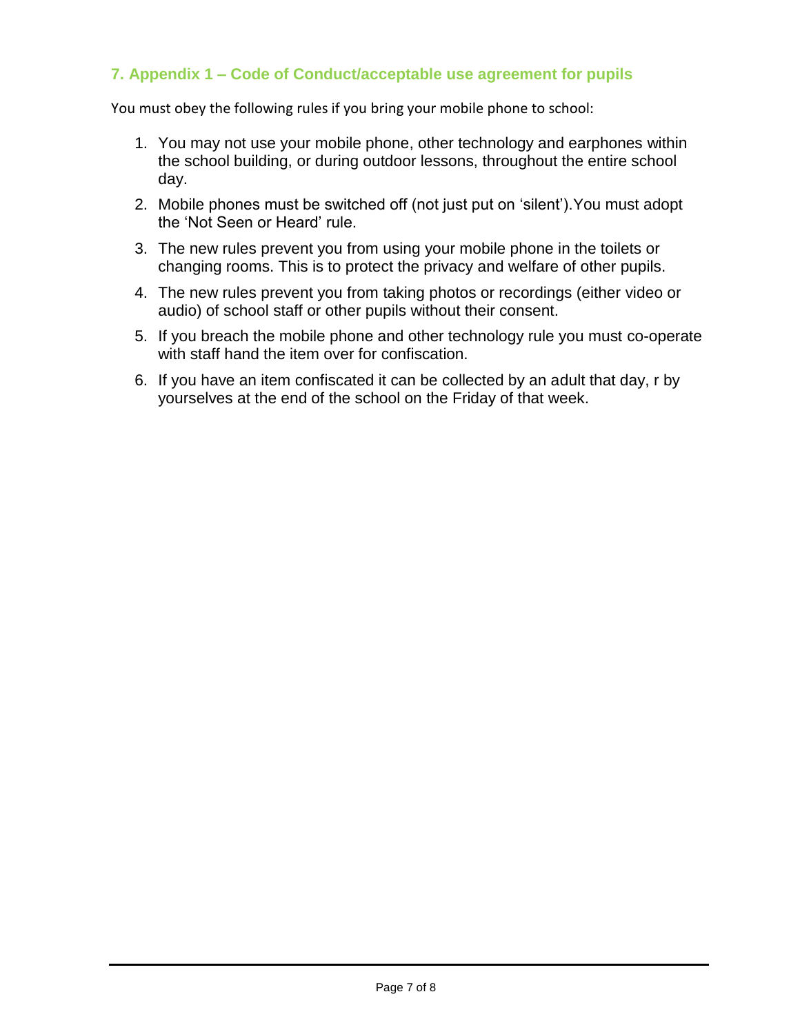## 7. Appendix 1 – Code of Conduct/acceptable use agreement for pupils

You must obey the following rules if you bring your mobile phone to school:

1. You may not use your mobile phone, other technology and earphones within the school building, or during outdoor lessons, throughout the entire school day.
2. Mobile phones must be switched off (not just put on 'silent').You must adopt the 'Not Seen or Heard' rule.
3. The new rules prevent you from using your mobile phone in the toilets or changing rooms. This is to protect the privacy and welfare of other pupils.
4. The new rules prevent you from taking photos or recordings (either video or audio) of school staff or other pupils without their consent.
5. If you breach the mobile phone and other technology rule you must co-operate with staff hand the item over for confiscation.
6. If you have an item confiscated it can be collected by an adult that day, r by yourselves at the end of the school on the Friday of that week.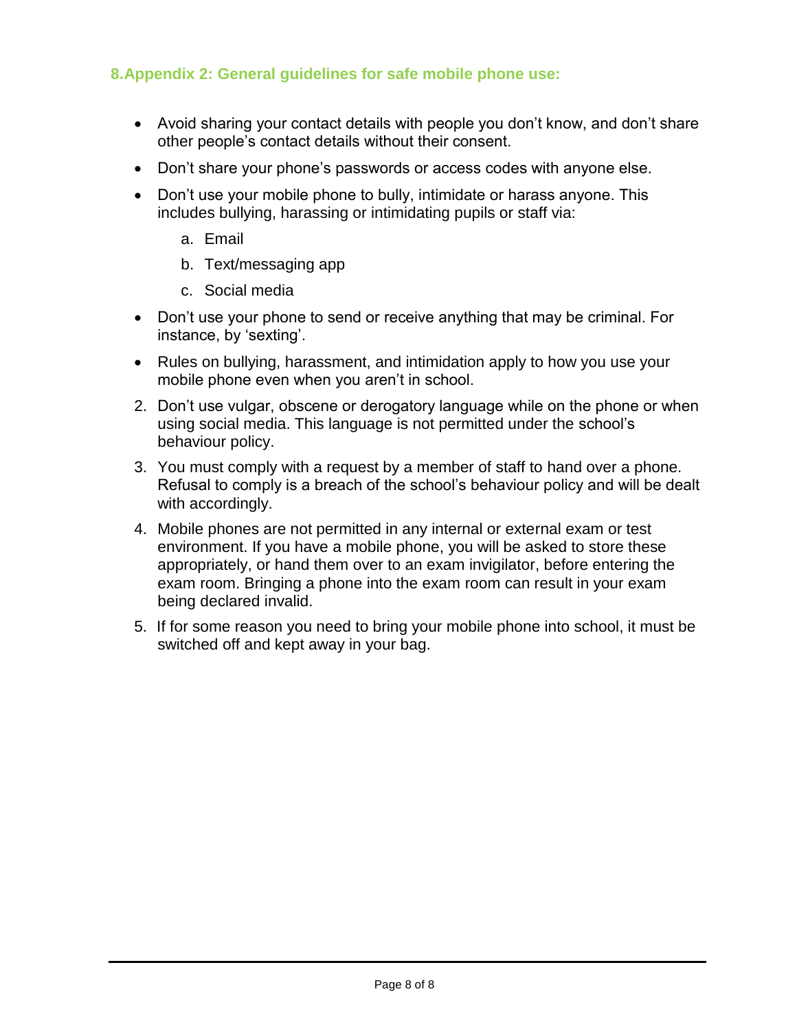## 8. Appendix 2: General guidelines for safe mobile phone use:

- Avoid sharing your contact details with people you don't know, and don't share other people's contact details without their consent.
- Don't share your phone's passwords or access codes with anyone else.
- Don't use your mobile phone to bully, intimidate or harass anyone. This includes bullying, harassing or intimidating pupils or staff via:
    a. Email
    b. Text/messaging app
    c. Social media
- Don't use your phone to send or receive anything that may be criminal. For instance, by 'sexting'.
- Rules on bullying, harassment, and intimidation apply to how you use your mobile phone even when you aren't in school.

2. Don't use vulgar, obscene or derogatory language while on the phone or when using social media. This language is not permitted under the school's behaviour policy.
3. You must comply with a request by a member of staff to hand over a phone. Refusal to comply is a breach of the school's behaviour policy and will be dealt with accordingly.
4. Mobile phones are not permitted in any internal or external exam or test environment. If you have a mobile phone, you will be asked to store these appropriately, or hand them over to an exam invigilator, before entering the exam room. Bringing a phone into the exam room can result in your exam being declared invalid.
5. If for some reason you need to bring your mobile phone into school, it must be switched off and kept away in your bag.